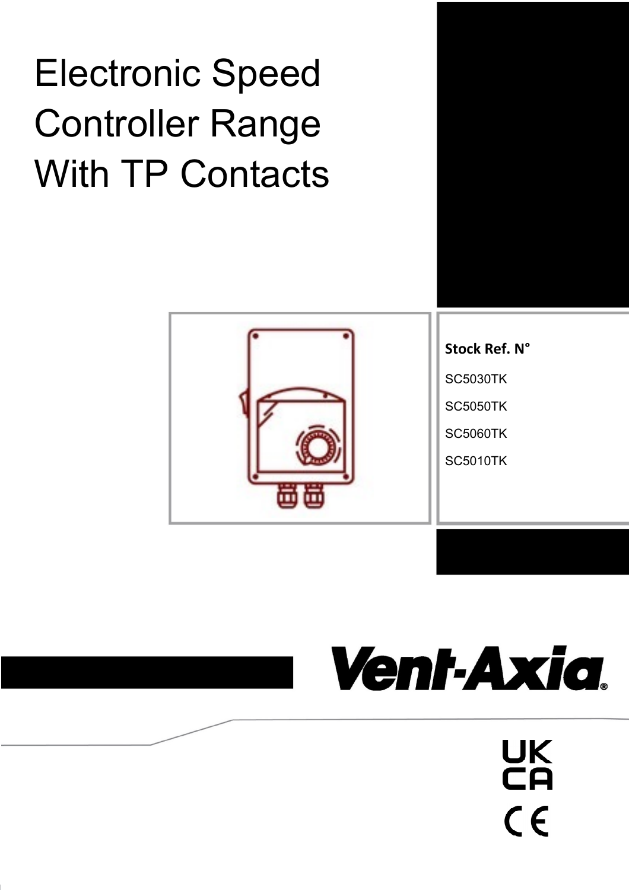# Electronic Speed Controller Range With TP Contacts

**Stock Ref. N°**

SC5030TK

SC5050TK

SC5060TK

SC5010TK

Vent-Axia®

UK CA

CE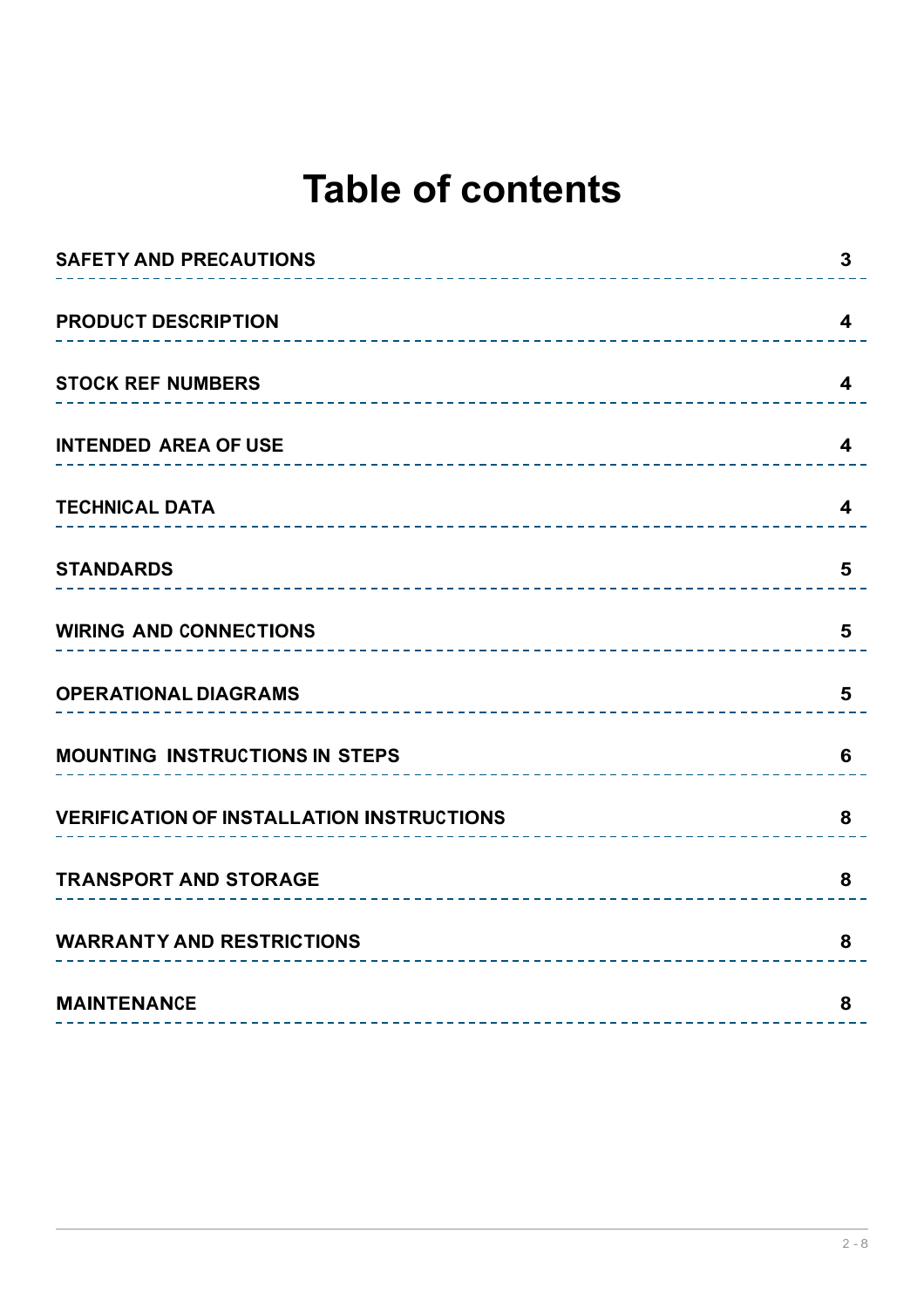# Table of contents

| | |
|---|---|
| SAFETY AND PRECAUTIONS | 3 |
| PRODUCT DESCRIPTION | 4 |
| STOCK REF NUMBERS | 4 |
| INTENDED AREA OF USE | 4 |
| TECHNICAL DATA | 4 |
| STANDARDS | 5 |
| WIRING AND CONNECTIONS | 5 |
| OPERATIONAL DIAGRAMS | 5 |
| MOUNTING INSTRUCTIONS IN STEPS | 6 |
| VERIFICATION OF INSTALLATION INSTRUCTIONS | 8 |
| TRANSPORT AND STORAGE | 8 |
| WARRANTY AND RESTRICTIONS | 8 |
| MAINTENANCE | 8 |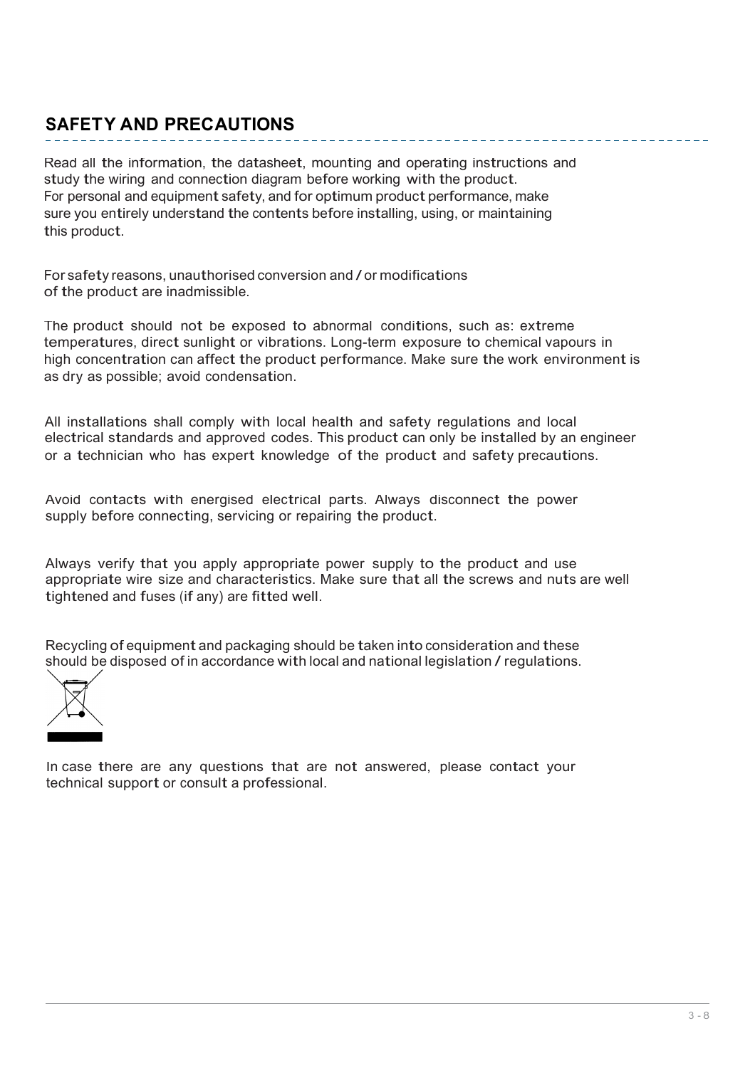## SAFETY AND PRECAUTIONS

Read all the information, the datasheet, mounting and operating instructions and study the wiring and connection diagram before working with the product.
For personal and equipment safety, and for optimum product performance, make sure you entirely understand the contents before installing, using, or maintaining this product.

For safety reasons, unauthorised conversion and / or modifications of the product are inadmissible.

The product should not be exposed to abnormal conditions, such as: extreme temperatures, direct sunlight or vibrations. Long-term exposure to chemical vapours in high concentration can affect the product performance. Make sure the work environment is as dry as possible; avoid condensation.

All installations shall comply with local health and safety regulations and local electrical standards and approved codes. This product can only be installed by an engineer or a technician who has expert knowledge of the product and safety precautions.

Avoid contacts with energised electrical parts. Always disconnect the power supply before connecting, servicing or repairing the product.

Always verify that you apply appropriate power supply to the product and use appropriate wire size and characteristics. Make sure that all the screws and nuts are well tightened and fuses (if any) are fitted well.

Recycling of equipment and packaging should be taken into consideration and these should be disposed of in accordance with local and national legislation / regulations.

In case there are any questions that are not answered, please contact your technical support or consult a professional.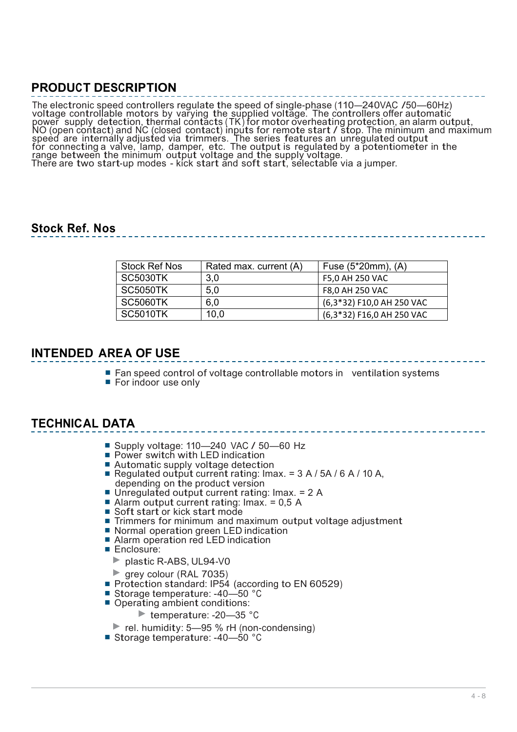## PRODUCT DESCRIPTION

The electronic speed controllers regulate the speed of single-phase (110—240VAC /50—60Hz) voltage controllable motors by varying the supplied voltage. The controllers offer automatic power supply detection, thermal contacts (TK) for motor overheating protection, an alarm output, NO (open contact) and NC (closed contact) inputs for remote start / stop. The minimum and maximum speed are internally adjusted via trimmers. The series features an unregulated output for connecting a valve, lamp, damper, etc. The output is regulated by a potentiometer in the range between the minimum output voltage and the supply voltage.
There are two start-up modes - kick start and soft start, selectable via a jumper.

## Stock Ref. Nos

| Stock Ref Nos | Rated max. current (A) | Fuse (5*20mm), (A) |
| --- | --- | --- |
| SC5030TK | 3,0 | F5,0 AH 250 VAC |
| SC5050TK | 5,0 | F8,0 AH 250 VAC |
| SC5060TK | 6,0 | (6,3*32) F10,0 AH 250 VAC |
| SC5010TK | 10,0 | (6,3*32) F16,0 AH 250 VAC |

## INTENDED AREA OF USE

- Fan speed control of voltage controllable motors in ventilation systems
- For indoor use only

## TECHNICAL DATA

- Supply voltage: 110—240 VAC / 50—60 Hz
- Power switch with LED indication
- Automatic supply voltage detection
- Regulated output current rating: Imax. = 3 A / 5A / 6 A / 10 A, depending on the product version
- Unregulated output current rating: Imax. = 2 A
- Alarm output current rating: Imax. = 0,5 A
- Soft start or kick start mode
- Trimmers for minimum and maximum output voltage adjustment
- Normal operation green LED indication
- Alarm operation red LED indication
- Enclosure:
  - plastic R-ABS, UL94-V0
  - grey colour (RAL 7035)
- Protection standard: IP54 (according to EN 60529)
- Storage temperature: -40—50 °C
- Operating ambient conditions:
  - temperature: -20—35 °C
  - rel. humidity: 5—95 % rH (non-condensing)
- Storage temperature: -40—50 °C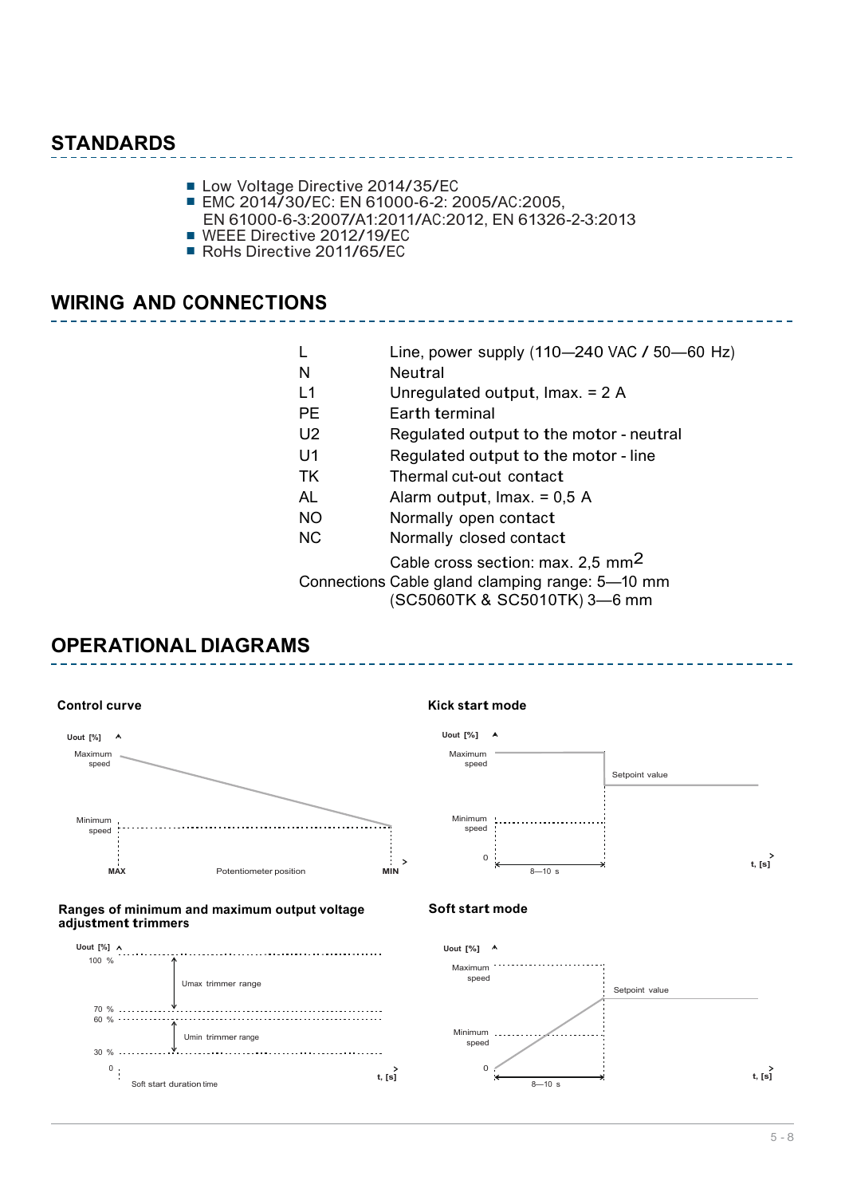## STANDARDS

- Low Voltage Directive 2014/35/EC
- EMC 2014/30/EC: EN 61000-6-2: 2005/AC:2005, EN 61000-6-3:2007/A1:2011/AC:2012, EN 61326-2-3:2013
- WEEE Directive 2012/19/EC
- RoHs Directive 2011/65/EC

## WIRING AND CONNECTIONS

| | |
|---|---|
| L | Line, power supply (110—240 VAC / 50—60 Hz) |
| N | Neutral |
| L1 | Unregulated output, Imax. = 2 A |
| PE | Earth terminal |
| U2 | Regulated output to the motor - neutral |
| U1 | Regulated output to the motor - line |
| TK | Thermal cut-out contact |
| AL | Alarm output, Imax. = 0,5 A |
| NO | Normally open contact |
| NC | Normally closed contact |
| Connections | Cable cross section: max. 2,5 $mm^2$<br>Cable gland clamping range: 5—10 mm<br>(SC5060TK & SC5010TK) 3—6 mm |

## OPERATIONAL DIAGRAMS

**Control curve**

Uout [%]; Maximum speed; Minimum speed; MAX; Potentiometer position; MIN

**Kick start mode**

Uout [%]; Maximum speed; Setpoint value; Minimum speed; 0; 8—10 s; t, [s]

**Ranges of minimum and maximum output voltage adjustment trimmers**

Uout [%]; 100 %; Umax trimmer range; 70 %; 60 %; Umin trimmer range; 30 %; 0; Soft start duration time; t, [s]

**Soft start mode**

Uout [%]; Maximum speed; Setpoint value; Minimum speed; 0; 8—10 s; t, [s]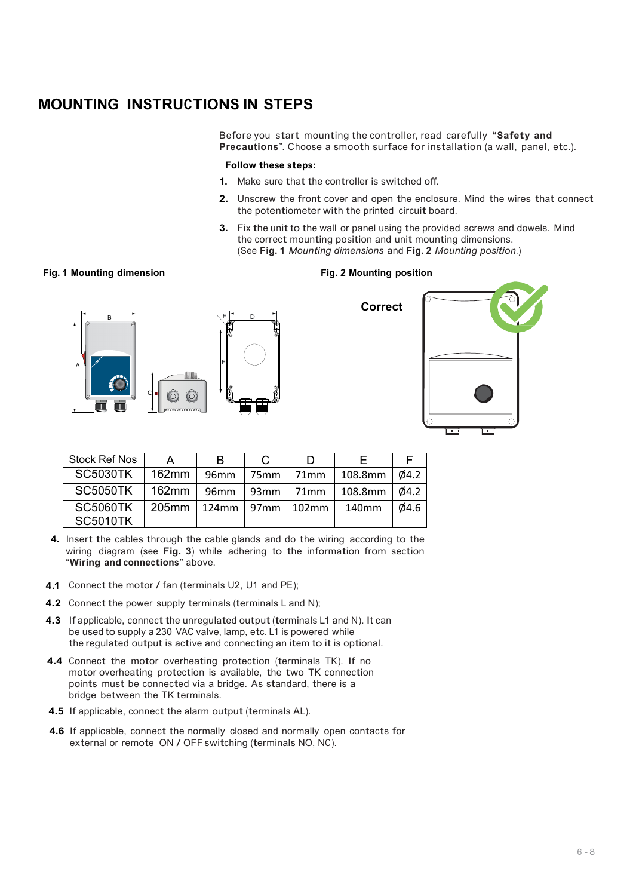## MOUNTING INSTRUCTIONS IN STEPS

Before you start mounting the controller, read carefully "**Safety and Precautions**". Choose a smooth surface for installation (a wall, panel, etc.).

**Follow these steps:**

1. Make sure that the controller is switched off.
2. Unscrew the front cover and open the enclosure. Mind the wires that connect the potentiometer with the printed circuit board.
3. Fix the unit to the wall or panel using the provided screws and dowels. Mind the correct mounting position and unit mounting dimensions. (See **Fig. 1** *Mounting dimensions* and **Fig. 2** *Mounting position*.)

**Fig. 1 Mounting dimension**

**Fig. 2 Mounting position**

**Correct**

| Stock Ref Nos | A | B | C | D | E | F |
|---|---|---|---|---|---|---|
| SC5030TK | 162mm | 96mm | 75mm | 71mm | 108.8mm | Ø4.2 |
| SC5050TK | 162mm | 96mm | 93mm | 71mm | 108.8mm | Ø4.2 |
| SC5060TK<br>SC5010TK | 205mm | 124mm | 97mm | 102mm | 140mm | Ø4.6 |

4. Insert the cables through the cable glands and do the wiring according to the wiring diagram (see **Fig. 3**) while adhering to the information from section "**Wiring and connections**" above.

**4.1** Connect the motor / fan (terminals U2, U1 and PE);

**4.2** Connect the power supply terminals (terminals L and N);

**4.3** If applicable, connect the unregulated output (terminals L1 and N). It can be used to supply a 230 VAC valve, lamp, etc. L1 is powered while the regulated output is active and connecting an item to it is optional.

**4.4** Connect the motor overheating protection (terminals TK). If no motor overheating protection is available, the two TK connection points must be connected via a bridge. As standard, there is a bridge between the TK terminals.

**4.5** If applicable, connect the alarm output (terminals AL).

**4.6** If applicable, connect the normally closed and normally open contacts for external or remote ON / OFF switching (terminals NO, NC).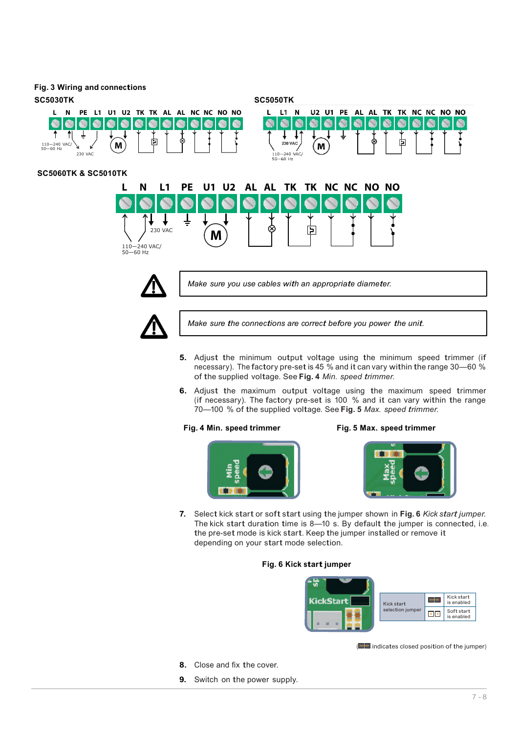**Fig. 3 Wiring and connections**

**SC5030TK**

L N PE L1 U1 U2 TK TK AL AL NC NC NO NO

110—240 VAC/ 50—60 Hz

230 VAC

**SC5050TK**

L L1 N U2 U1 PE AL AL TK TK NC NC NO NO

230 VAC

110—240 VAC/ 50—60 Hz

**SC5060TK & SC5010TK**

L N L1 PE U1 U2 AL AL TK TK NC NC NO NO

230 VAC

110—240 VAC/ 50—60 Hz

*Make sure you use cables with an appropriate diameter.*

*Make sure the connections are correct before you power the unit.*

5. Adjust the minimum output voltage using the minimum speed trimmer (if necessary). The factory pre-set is 45 % and it can vary within the range 30—60 % of the supplied voltage. See **Fig. 4** *Min. speed trimmer.*
6. Adjust the maximum output voltage using the maximum speed trimmer (if necessary). The factory pre-set is 100 % and it can vary within the range 70—100 % of the supplied voltage. See **Fig. 5** *Max. speed trimmer.*

**Fig. 4 Min. speed trimmer**

**Fig. 5 Max. speed trimmer**

7. Select kick start or soft start using the jumper shown in **Fig. 6** *Kick start jumper.* The kick start duration time is 8—10 s. By default the jumper is connected, i.e. the pre-set mode is kick start. Keep the jumper installed or remove it depending on your start mode selection.

**Fig. 6 Kick start jumper**

| Kick start selection jumper | (closed) | Kick start is enabled |
|---|---|---|
| | (open) | Soft start is enabled |

(▬ indicates closed position of the jumper)

8. Close and fix the cover.
9. Switch on the power supply.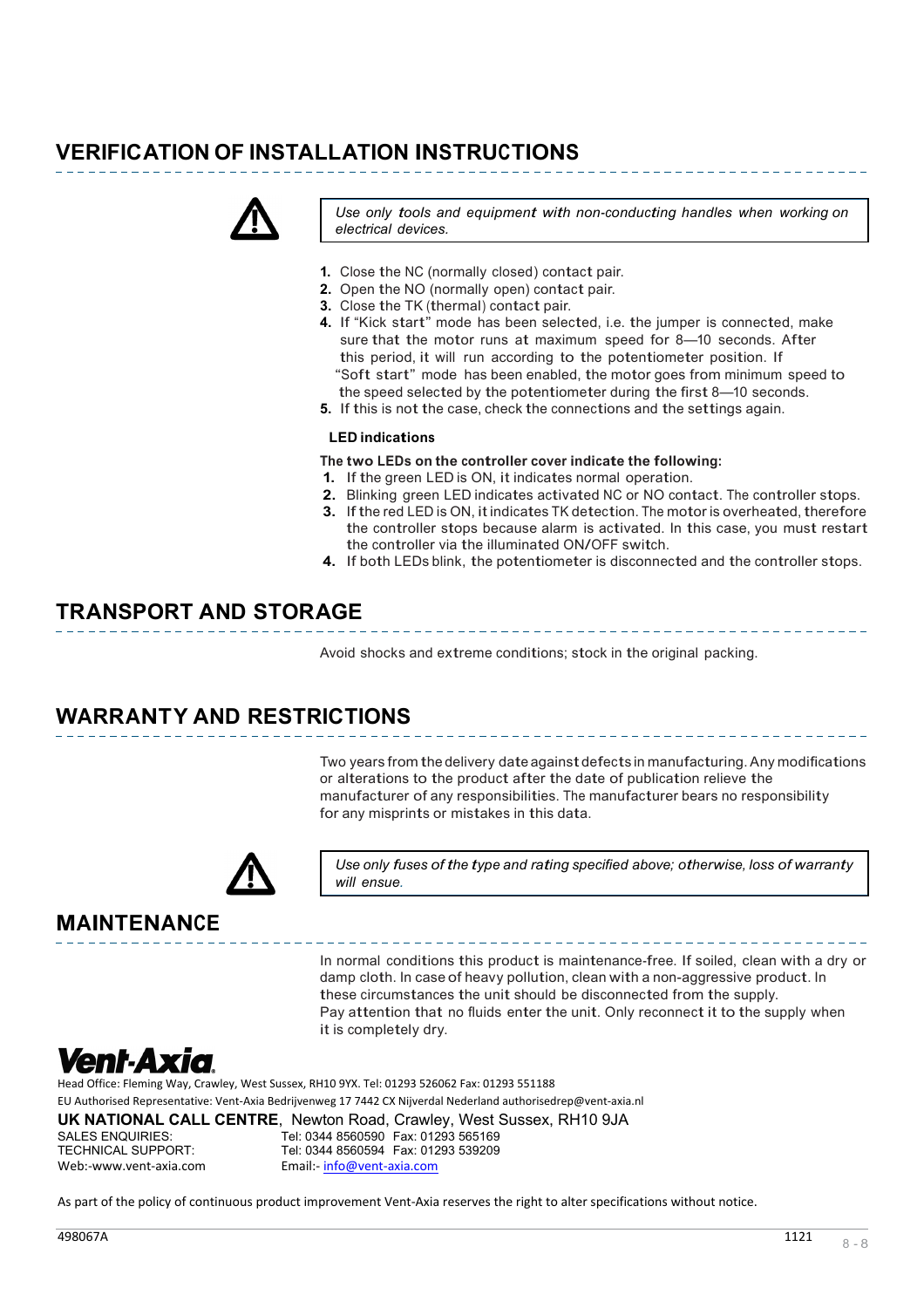## VERIFICATION OF INSTALLATION INSTRUCTIONS

*Use only tools and equipment with non-conducting handles when working on electrical devices.*

1. Close the NC (normally closed) contact pair.
2. Open the NO (normally open) contact pair.
3. Close the TK (thermal) contact pair.
4. If “Kick start” mode has been selected, i.e. the jumper is connected, make sure that the motor runs at maximum speed for 8—10 seconds. After this period, it will run according to the potentiometer position. If “Soft start” mode has been enabled, the motor goes from minimum speed to the speed selected by the potentiometer during the first 8—10 seconds.
5. If this is not the case, check the connections and the settings again.

**LED indications**

**The two LEDs on the controller cover indicate the following:**

1. If the green LED is ON, it indicates normal operation.
2. Blinking green LED indicates activated NC or NO contact. The controller stops.
3. If the red LED is ON, it indicates TK detection. The motor is overheated, therefore the controller stops because alarm is activated. In this case, you must restart the controller via the illuminated ON/OFF switch.
4. If both LEDs blink, the potentiometer is disconnected and the controller stops.

## TRANSPORT AND STORAGE

Avoid shocks and extreme conditions; stock in the original packing.

## WARRANTY AND RESTRICTIONS

Two years from the delivery date against defects in manufacturing. Any modifications or alterations to the product after the date of publication relieve the manufacturer of any responsibilities. The manufacturer bears no responsibility for any misprints or mistakes in this data.

*Use only fuses of the type and rating specified above; otherwise, loss of warranty will ensue.*

## MAINTENANCE

In normal conditions this product is maintenance-free. If soiled, clean with a dry or damp cloth. In case of heavy pollution, clean with a non-aggressive product. In these circumstances the unit should be disconnected from the supply.
Pay attention that no fluids enter the unit. Only reconnect it to the supply when it is completely dry.

**Vent-Axia**

Head Office: Fleming Way, Crawley, West Sussex, RH10 9YX. Tel: 01293 526062 Fax: 01293 551188

EU Authorised Representative: Vent-Axia Bedrijvenweg 17 7442 CX Nijverdal Nederland authorisedrep@vent-axia.nl

**UK NATIONAL CALL CENTRE**, Newton Road, Crawley, West Sussex, RH10 9JA

| | |
|---|---|
| SALES ENQUIRIES: | Tel: 0344 8560590 Fax: 01293 565169 |
| TECHNICAL SUPPORT: | Tel: 0344 8560594 Fax: 01293 539209 |
| Web:-www.vent-axia.com | Email:- info@vent-axia.com |

As part of the policy of continuous product improvement Vent-Axia reserves the right to alter specifications without notice.

498067A 1121